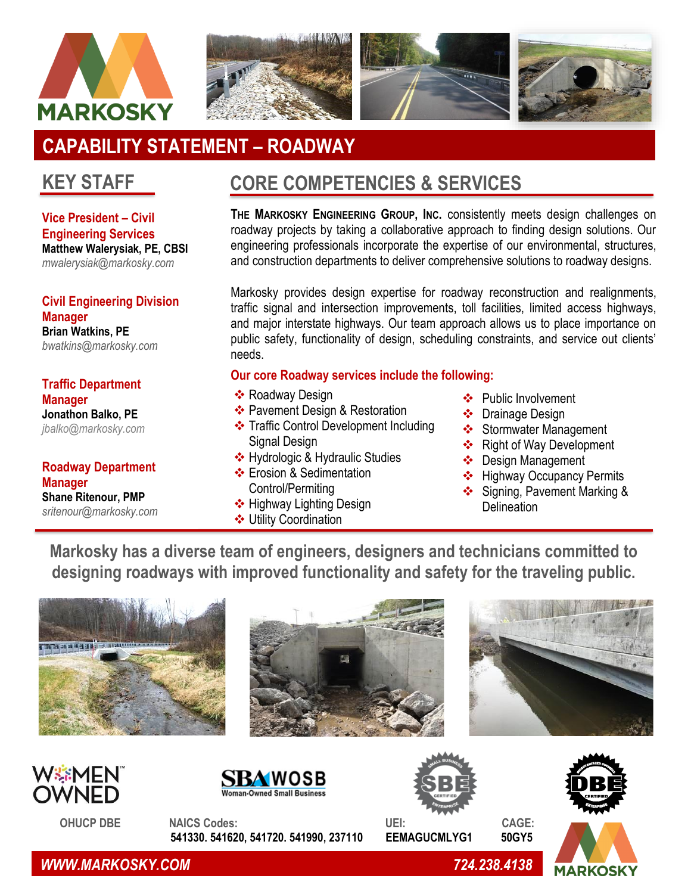# CAPABILITY STATEMENT – ROADWAY

## KEY STAFF

**Vice President – Civil Engineering Services**
**Matthew Walerysiak, PE, CBSI**
*mwalerysiak@markosky.com*

**Civil Engineering Division Manager**
**Brian Watkins, PE**
*bwatkins@markosky.com*

**Traffic Department Manager**
**Jonathon Balko, PE**
*jbalko@markosky.com*

**Roadway Department Manager**
**Shane Ritenour, PMP**
*sritenour@markosky.com*

## CORE COMPETENCIES & SERVICES

**The Markosky Engineering Group, Inc.** consistently meets design challenges on roadway projects by taking a collaborative approach to finding design solutions. Our engineering professionals incorporate the expertise of our environmental, structures, and construction departments to deliver comprehensive solutions to roadway designs.

Markosky provides design expertise for roadway reconstruction and realignments, traffic signal and intersection improvements, toll facilities, limited access highways, and major interstate highways. Our team approach allows us to place importance on public safety, functionality of design, scheduling constraints, and service out clients' needs.

**Our core Roadway services include the following:**

- Roadway Design
- Pavement Design & Restoration
- Traffic Control Development Including Signal Design
- Hydrologic & Hydraulic Studies
- Erosion & Sedimentation Control/Permiting
- Highway Lighting Design
- Utility Coordination
- Public Involvement
- Drainage Design
- Stormwater Management
- Right of Way Development
- Design Management
- Highway Occupancy Permits
- Signing, Pavement Marking & Delineation

**Markosky has a diverse team of engineers, designers and technicians committed to designing roadways with improved functionality and safety for the traveling public.**

OHUCP DBE

**NAICS Codes:** 541330. 541620, 541720. 541990, 237110

**UEI:** EEMAGUCMLYG1

**CAGE:** 50GY5

*WWW.MARKOSKY.COM*

*724.238.4138*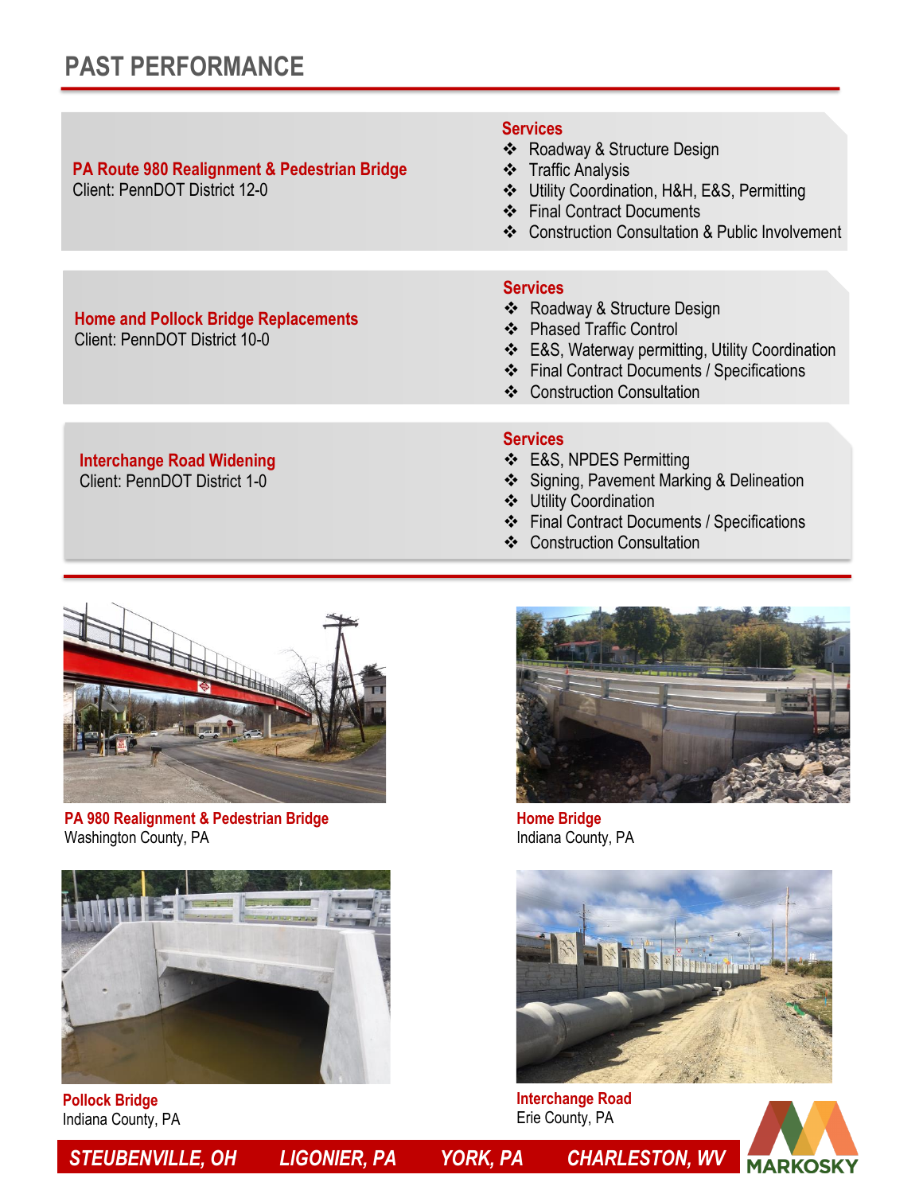# PAST PERFORMANCE

**PA Route 980 Realignment & Pedestrian Bridge**
Client: PennDOT District 12-0

**Services**
- Roadway & Structure Design
- Traffic Analysis
- Utility Coordination, H&H, E&S, Permitting
- Final Contract Documents
- Construction Consultation & Public Involvement

**Home and Pollock Bridge Replacements**
Client: PennDOT District 10-0

**Services**
- Roadway & Structure Design
- Phased Traffic Control
- E&S, Waterway permitting, Utility Coordination
- Final Contract Documents / Specifications
- Construction Consultation

**Interchange Road Widening**
Client: PennDOT District 1-0

**Services**
- E&S, NPDES Permitting
- Signing, Pavement Marking & Delineation
- Utility Coordination
- Final Contract Documents / Specifications
- Construction Consultation

**PA 980 Realignment & Pedestrian Bridge**
Washington County, PA

**Home Bridge**
Indiana County, PA

**Pollock Bridge**
Indiana County, PA

**Interchange Road**
Erie County, PA

***STEUBENVILLE, OH   LIGONIER, PA   YORK, PA   CHARLESTON, WV***

MARKOSKY